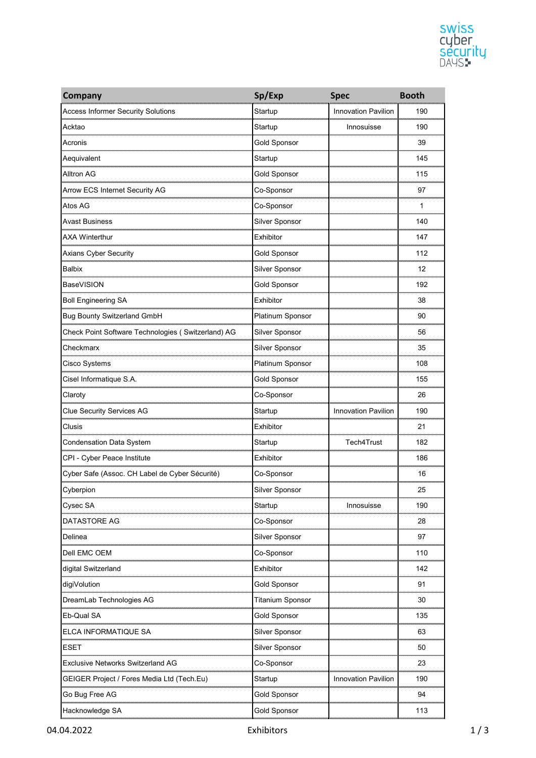| Company | Sp/Exp | Spec | Booth |
|---|---|---|---|
| Access Informer Security Solutions | Startup | Innovation Pavilion | 190 |
| Acktao | Startup | Innosuisse | 190 |
| Acronis | Gold Sponsor | | 39 |
| Aequivalent | Startup | | 145 |
| Alltron AG | Gold Sponsor | | 115 |
| Arrow ECS Internet Security AG | Co-Sponsor | | 97 |
| Atos AG | Co-Sponsor | | 1 |
| Avast Business | Silver Sponsor | | 140 |
| AXA Winterthur | Exhibitor | | 147 |
| Axians Cyber Security | Gold Sponsor | | 112 |
| Balbix | Silver Sponsor | | 12 |
| BaseVISION | Gold Sponsor | | 192 |
| Boll Engineering SA | Exhibitor | | 38 |
| Bug Bounty Switzerland GmbH | Platinum Sponsor | | 90 |
| Check Point Software Technologies ( Switzerland) AG | Silver Sponsor | | 56 |
| Checkmarx | Silver Sponsor | | 35 |
| Cisco Systems | Platinum Sponsor | | 108 |
| Cisel Informatique S.A. | Gold Sponsor | | 155 |
| Claroty | Co-Sponsor | | 26 |
| Clue Security Services AG | Startup | Innovation Pavilion | 190 |
| Clusis | Exhibitor | | 21 |
| Condensation Data System | Startup | Tech4Trust | 182 |
| CPI - Cyber Peace Institute | Exhibitor | | 186 |
| Cyber Safe (Assoc. CH Label de Cyber Sécurité) | Co-Sponsor | | 16 |
| Cyberpion | Silver Sponsor | | 25 |
| Cysec SA | Startup | Innosuisse | 190 |
| DATASTORE AG | Co-Sponsor | | 28 |
| Delinea | Silver Sponsor | | 97 |
| Dell EMC OEM | Co-Sponsor | | 110 |
| digital Switzerland | Exhibitor | | 142 |
| digiVolution | Gold Sponsor | | 91 |
| DreamLab Technologies AG | Titanium Sponsor | | 30 |
| Eb-Qual SA | Gold Sponsor | | 135 |
| ELCA INFORMATIQUE SA | Silver Sponsor | | 63 |
| ESET | Silver Sponsor | | 50 |
| Exclusive Networks Switzerland AG | Co-Sponsor | | 23 |
| GEIGER Project / Fores Media Ltd (Tech.Eu) | Startup | Innovation Pavilion | 190 |
| Go Bug Free AG | Gold Sponsor | | 94 |
| Hacknowledge SA | Gold Sponsor | | 113 |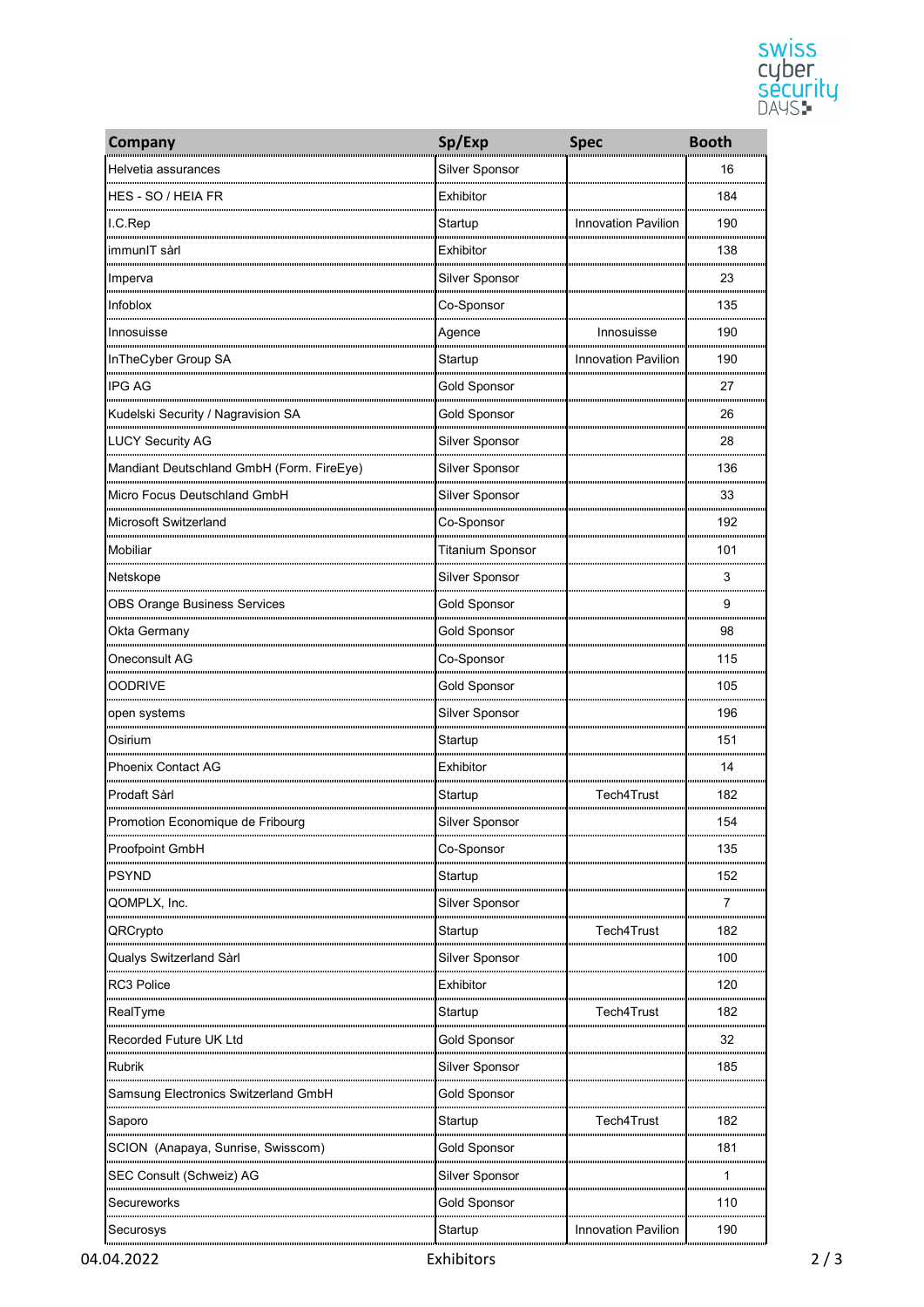| Company | Sp/Exp | Spec | Booth |
|---|---|---|---|
| Helvetia assurances | Silver Sponsor | | 16 |
| HES - SO / HEIA FR | Exhibitor | | 184 |
| I.C.Rep | Startup | Innovation Pavilion | 190 |
| immunIT sàrl | Exhibitor | | 138 |
| Imperva | Silver Sponsor | | 23 |
| Infoblox | Co-Sponsor | | 135 |
| Innosuisse | Agence | Innosuisse | 190 |
| InTheCyber Group SA | Startup | Innovation Pavilion | 190 |
| IPG AG | Gold Sponsor | | 27 |
| Kudelski Security / Nagravision SA | Gold Sponsor | | 26 |
| LUCY Security AG | Silver Sponsor | | 28 |
| Mandiant Deutschland GmbH (Form. FireEye) | Silver Sponsor | | 136 |
| Micro Focus Deutschland GmbH | Silver Sponsor | | 33 |
| Microsoft Switzerland | Co-Sponsor | | 192 |
| Mobiliar | Titanium Sponsor | | 101 |
| Netskope | Silver Sponsor | | 3 |
| OBS Orange Business Services | Gold Sponsor | | 9 |
| Okta Germany | Gold Sponsor | | 98 |
| Oneconsult AG | Co-Sponsor | | 115 |
| OODRIVE | Gold Sponsor | | 105 |
| open systems | Silver Sponsor | | 196 |
| Osirium | Startup | | 151 |
| Phoenix Contact AG | Exhibitor | | 14 |
| Prodaft Sàrl | Startup | Tech4Trust | 182 |
| Promotion Economique de Fribourg | Silver Sponsor | | 154 |
| Proofpoint GmbH | Co-Sponsor | | 135 |
| PSYND | Startup | | 152 |
| QOMPLX, Inc. | Silver Sponsor | | 7 |
| QRCrypto | Startup | Tech4Trust | 182 |
| Qualys Switzerland Sàrl | Silver Sponsor | | 100 |
| RC3 Police | Exhibitor | | 120 |
| RealTyme | Startup | Tech4Trust | 182 |
| Recorded Future UK Ltd | Gold Sponsor | | 32 |
| Rubrik | Silver Sponsor | | 185 |
| Samsung Electronics Switzerland GmbH | Gold Sponsor | | |
| Saporo | Startup | Tech4Trust | 182 |
| SCION (Anapaya, Sunrise, Swisscom) | Gold Sponsor | | 181 |
| SEC Consult (Schweiz) AG | Silver Sponsor | | 1 |
| Secureworks | Gold Sponsor | | 110 |
| Securosys | Startup | Innovation Pavilion | 190 |

04.04.2022 Exhibitors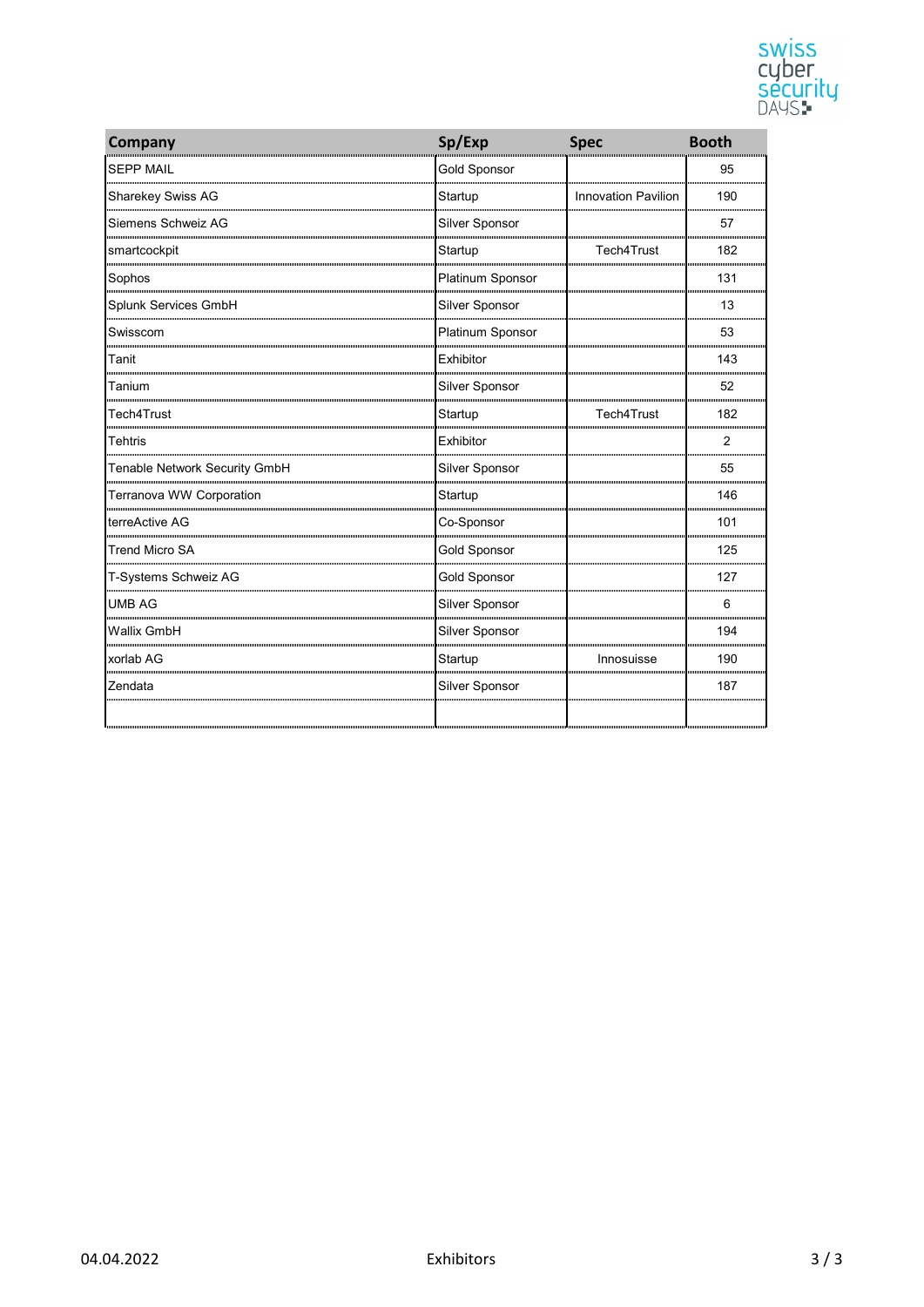| Company | Sp/Exp | Spec | Booth |
| --- | --- | --- | --- |
| SEPP MAIL | Gold Sponsor | | 95 |
| Sharekey Swiss AG | Startup | Innovation Pavilion | 190 |
| Siemens Schweiz AG | Silver Sponsor | | 57 |
| smartcockpit | Startup | Tech4Trust | 182 |
| Sophos | Platinum Sponsor | | 131 |
| Splunk Services GmbH | Silver Sponsor | | 13 |
| Swisscom | Platinum Sponsor | | 53 |
| Tanit | Exhibitor | | 143 |
| Tanium | Silver Sponsor | | 52 |
| Tech4Trust | Startup | Tech4Trust | 182 |
| Tehtris | Exhibitor | | 2 |
| Tenable Network Security GmbH | Silver Sponsor | | 55 |
| Terranova WW Corporation | Startup | | 146 |
| terreActive AG | Co-Sponsor | | 101 |
| Trend Micro SA | Gold Sponsor | | 125 |
| T-Systems Schweiz AG | Gold Sponsor | | 127 |
| UMB AG | Silver Sponsor | | 6 |
| Wallix GmbH | Silver Sponsor | | 194 |
| xorlab AG | Startup | Innosuisse | 190 |
| Zendata | Silver Sponsor | | 187 |
| | | | |